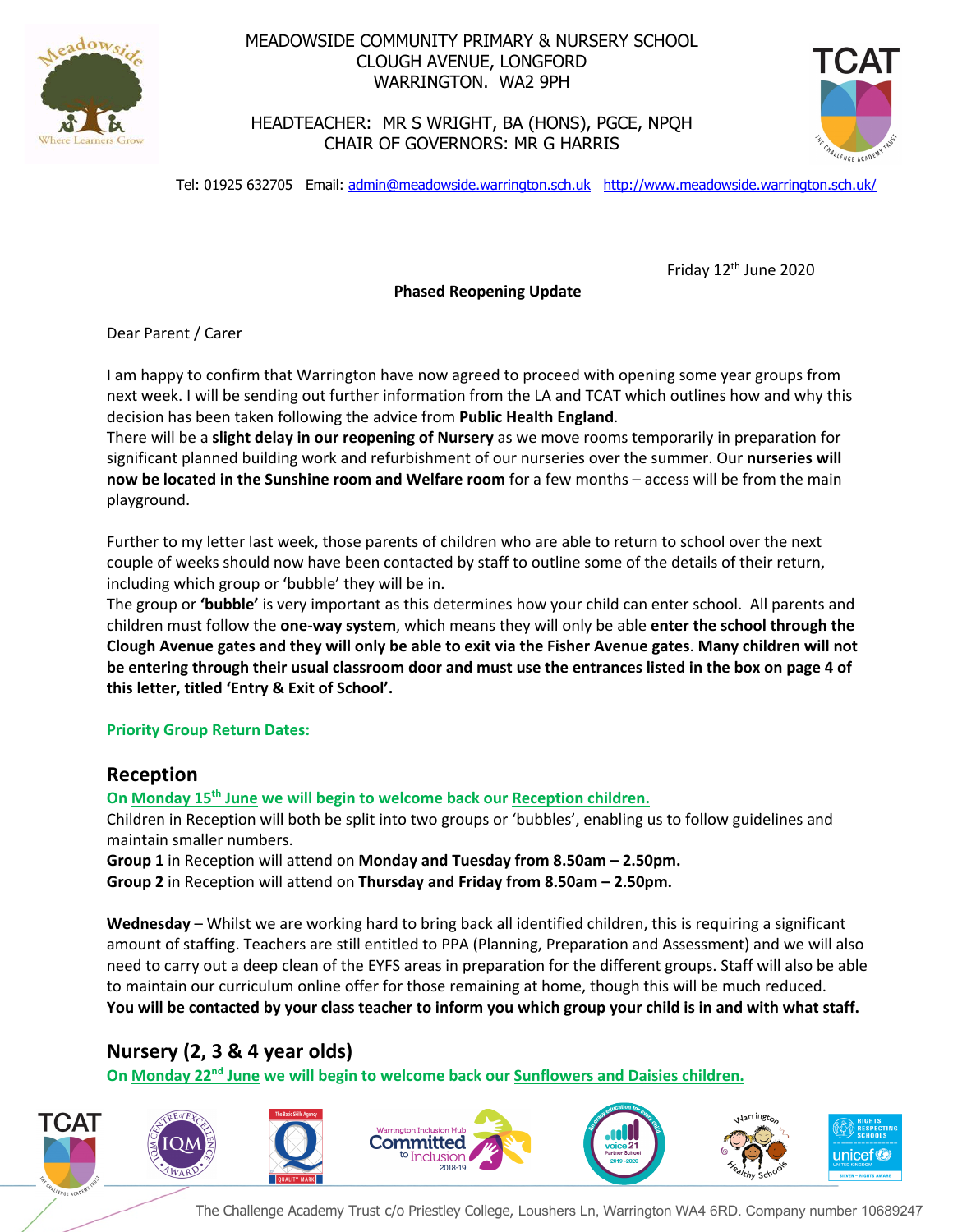MEADOWSIDE COMMUNITY PRIMARY & NURSERY SCHOOL
CLOUGH AVENUE, LONGFORD
WARRINGTON. WA2 9PH

HEADTEACHER: MR S WRIGHT, BA (HONS), PGCE, NPQH
CHAIR OF GOVERNORS: MR G HARRIS

Tel: 01925 632705 Email: admin@meadowside.warrington.sch.uk http://www.meadowside.warrington.sch.uk/

Friday 12th June 2020

**Phased Reopening Update**

Dear Parent / Carer

I am happy to confirm that Warrington have now agreed to proceed with opening some year groups from next week. I will be sending out further information from the LA and TCAT which outlines how and why this decision has been taken following the advice from **Public Health England**.
There will be a **slight delay in our reopening of Nursery** as we move rooms temporarily in preparation for significant planned building work and refurbishment of our nurseries over the summer. Our **nurseries will now be located in the Sunshine room and Welfare room** for a few months – access will be from the main playground.

Further to my letter last week, those parents of children who are able to return to school over the next couple of weeks should now have been contacted by staff to outline some of the details of their return, including which group or 'bubble' they will be in.
The group or **'bubble'** is very important as this determines how your child can enter school. All parents and children must follow the **one-way system**, which means they will only be able **enter the school through the Clough Avenue gates and they will only be able to exit via the Fisher Avenue gates**. **Many children will not be entering through their usual classroom door and must use the entrances listed in the box on page 4 of this letter, titled 'Entry & Exit of School'.**

**Priority Group Return Dates:**

## Reception

**On Monday 15th June we will begin to welcome back our Reception children.**
Children in Reception will both be split into two groups or 'bubbles', enabling us to follow guidelines and maintain smaller numbers.
**Group 1** in Reception will attend on **Monday and Tuesday from 8.50am – 2.50pm.**
**Group 2** in Reception will attend on **Thursday and Friday from 8.50am – 2.50pm.**

**Wednesday** – Whilst we are working hard to bring back all identified children, this is requiring a significant amount of staffing. Teachers are still entitled to PPA (Planning, Preparation and Assessment) and we will also need to carry out a deep clean of the EYFS areas in preparation for the different groups. Staff will also be able to maintain our curriculum online offer for those remaining at home, though this will be much reduced.
**You will be contacted by your class teacher to inform you which group your child is in and with what staff.**

## Nursery (2, 3 & 4 year olds)

**On Monday 22nd June we will begin to welcome back our Sunflowers and Daisies children.**

The Challenge Academy Trust c/o Priestley College, Loushers Ln, Warrington WA4 6RD. Company number 10689247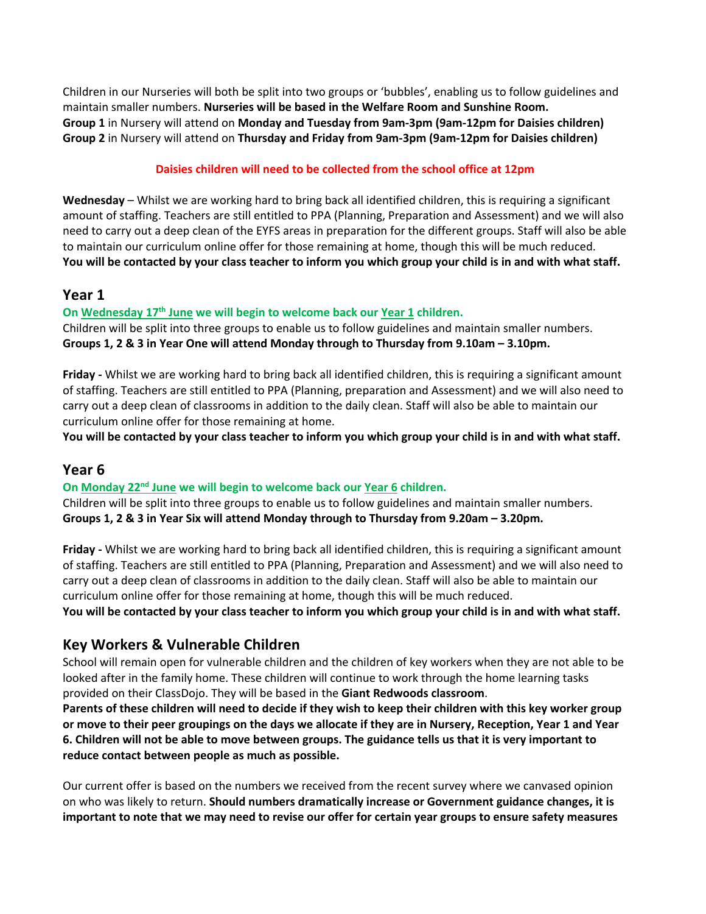Children in our Nurseries will both be split into two groups or 'bubbles', enabling us to follow guidelines and maintain smaller numbers. **Nurseries will be based in the Welfare Room and Sunshine Room.**
**Group 1** in Nursery will attend on **Monday and Tuesday from 9am-3pm (9am-12pm for Daisies children)**
**Group 2** in Nursery will attend on **Thursday and Friday from 9am-3pm (9am-12pm for Daisies children)**

**Daisies children will need to be collected from the school office at 12pm**

**Wednesday** – Whilst we are working hard to bring back all identified children, this is requiring a significant amount of staffing. Teachers are still entitled to PPA (Planning, Preparation and Assessment) and we will also need to carry out a deep clean of the EYFS areas in preparation for the different groups. Staff will also be able to maintain our curriculum online offer for those remaining at home, though this will be much reduced.
**You will be contacted by your class teacher to inform you which group your child is in and with what staff.**

## Year 1

**On Wednesday 17th June we will begin to welcome back our Year 1 children.**
Children will be split into three groups to enable us to follow guidelines and maintain smaller numbers.
**Groups 1, 2 & 3 in Year One will attend Monday through to Thursday from 9.10am – 3.10pm.**

**Friday -** Whilst we are working hard to bring back all identified children, this is requiring a significant amount of staffing. Teachers are still entitled to PPA (Planning, preparation and Assessment) and we will also need to carry out a deep clean of classrooms in addition to the daily clean. Staff will also be able to maintain our curriculum online offer for those remaining at home.
**You will be contacted by your class teacher to inform you which group your child is in and with what staff.**

## Year 6

**On Monday 22nd June we will begin to welcome back our Year 6 children.**
Children will be split into three groups to enable us to follow guidelines and maintain smaller numbers.
**Groups 1, 2 & 3 in Year Six will attend Monday through to Thursday from 9.20am – 3.20pm.**

**Friday -** Whilst we are working hard to bring back all identified children, this is requiring a significant amount of staffing. Teachers are still entitled to PPA (Planning, Preparation and Assessment) and we will also need to carry out a deep clean of classrooms in addition to the daily clean. Staff will also be able to maintain our curriculum online offer for those remaining at home, though this will be much reduced.
**You will be contacted by your class teacher to inform you which group your child is in and with what staff.**

## Key Workers & Vulnerable Children

School will remain open for vulnerable children and the children of key workers when they are not able to be looked after in the family home. These children will continue to work through the home learning tasks provided on their ClassDojo. They will be based in the **Giant Redwoods classroom**.
**Parents of these children will need to decide if they wish to keep their children with this key worker group or move to their peer groupings on the days we allocate if they are in Nursery, Reception, Year 1 and Year 6. Children will not be able to move between groups. The guidance tells us that it is very important to reduce contact between people as much as possible.**

Our current offer is based on the numbers we received from the recent survey where we canvased opinion on who was likely to return. **Should numbers dramatically increase or Government guidance changes, it is important to note that we may need to revise our offer for certain year groups to ensure safety measures**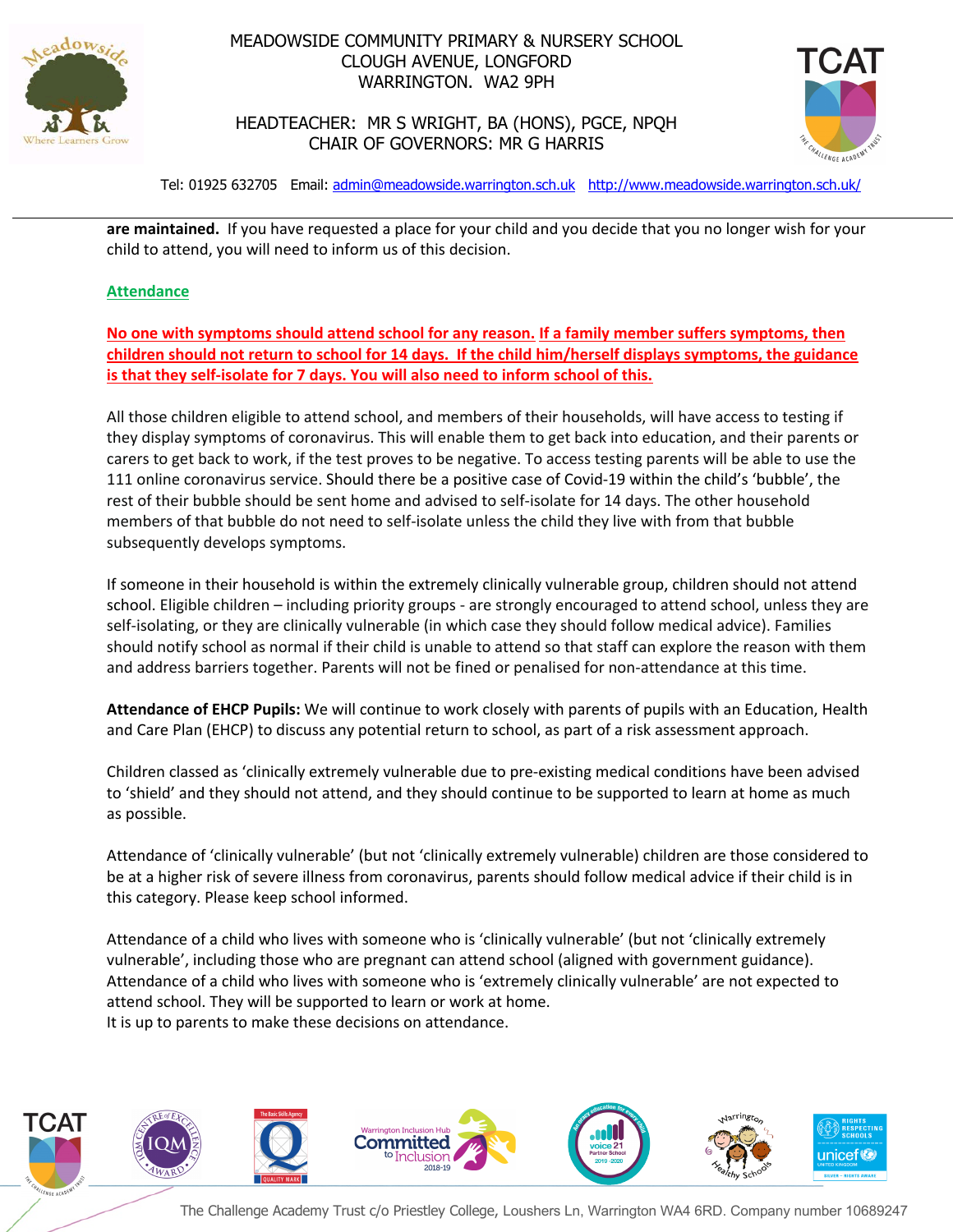**are maintained.** If you have requested a place for your child and you decide that you no longer wish for your child to attend, you will need to inform us of this decision.

## Attendance

**No one with symptoms should attend school for any reason. If a family member suffers symptoms, then children should not return to school for 14 days. If the child him/herself displays symptoms, the guidance is that they self-isolate for 7 days. You will also need to inform school of this.**

All those children eligible to attend school, and members of their households, will have access to testing if they display symptoms of coronavirus. This will enable them to get back into education, and their parents or carers to get back to work, if the test proves to be negative. To access testing parents will be able to use the 111 online coronavirus service. Should there be a positive case of Covid-19 within the child's 'bubble', the rest of their bubble should be sent home and advised to self-isolate for 14 days. The other household members of that bubble do not need to self-isolate unless the child they live with from that bubble subsequently develops symptoms.

If someone in their household is within the extremely clinically vulnerable group, children should not attend school. Eligible children – including priority groups - are strongly encouraged to attend school, unless they are self-isolating, or they are clinically vulnerable (in which case they should follow medical advice). Families should notify school as normal if their child is unable to attend so that staff can explore the reason with them and address barriers together. Parents will not be fined or penalised for non-attendance at this time.

**Attendance of EHCP Pupils:** We will continue to work closely with parents of pupils with an Education, Health and Care Plan (EHCP) to discuss any potential return to school, as part of a risk assessment approach.

Children classed as 'clinically extremely vulnerable due to pre-existing medical conditions have been advised to 'shield' and they should not attend, and they should continue to be supported to learn at home as much as possible.

Attendance of 'clinically vulnerable' (but not 'clinically extremely vulnerable) children are those considered to be at a higher risk of severe illness from coronavirus, parents should follow medical advice if their child is in this category. Please keep school informed.

Attendance of a child who lives with someone who is 'clinically vulnerable' (but not 'clinically extremely vulnerable', including those who are pregnant can attend school (aligned with government guidance). Attendance of a child who lives with someone who is 'extremely clinically vulnerable' are not expected to attend school. They will be supported to learn or work at home.
It is up to parents to make these decisions on attendance.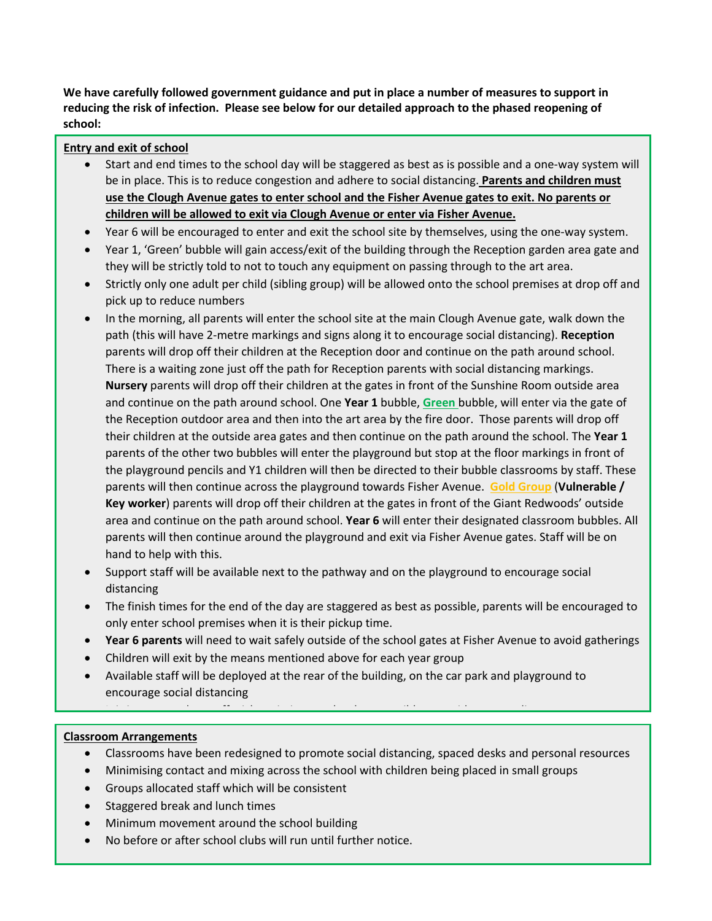**We have carefully followed government guidance and put in place a number of measures to support in reducing the risk of infection. Please see below for our detailed approach to the phased reopening of school:**

**Entry and exit of school**

- Start and end times to the school day will be staggered as best as is possible and a one-way system will be in place. This is to reduce congestion and adhere to social distancing. **Parents and children must use the Clough Avenue gates to enter school and the Fisher Avenue gates to exit. No parents or children will be allowed to exit via Clough Avenue or enter via Fisher Avenue.**
- Year 6 will be encouraged to enter and exit the school site by themselves, using the one-way system.
- Year 1, 'Green' bubble will gain access/exit of the building through the Reception garden area gate and they will be strictly told to not to touch any equipment on passing through to the art area.
- Strictly only one adult per child (sibling group) will be allowed onto the school premises at drop off and pick up to reduce numbers
- In the morning, all parents will enter the school site at the main Clough Avenue gate, walk down the path (this will have 2-metre markings and signs along it to encourage social distancing). **Reception** parents will drop off their children at the Reception door and continue on the path around school. There is a waiting zone just off the path for Reception parents with social distancing markings. **Nursery** parents will drop off their children at the gates in front of the Sunshine Room outside area and continue on the path around school. One **Year 1** bubble, **Green** bubble, will enter via the gate of the Reception outdoor area and then into the art area by the fire door. Those parents will drop off their children at the outside area gates and then continue on the path around the school. The **Year 1** parents of the other two bubbles will enter the playground but stop at the floor markings in front of the playground pencils and Y1 children will then be directed to their bubble classrooms by staff. These parents will then continue across the playground towards Fisher Avenue. **Gold Group** (**Vulnerable / Key worker**) parents will drop off their children at the gates in front of the Giant Redwoods' outside area and continue on the path around school. **Year 6** will enter their designated classroom bubbles. All parents will then continue around the playground and exit via Fisher Avenue gates. Staff will be on hand to help with this.
- Support staff will be available next to the pathway and on the playground to encourage social distancing
- The finish times for the end of the day are staggered as best as possible, parents will be encouraged to only enter school premises when it is their pickup time.
- **Year 6 parents** will need to wait safely outside of the school gates at Fisher Avenue to avoid gatherings
- Children will exit by the means mentioned above for each year group
- Available staff will be deployed at the rear of the building, on the car park and playground to encourage social distancing

**Classroom Arrangements**

- Classrooms have been redesigned to promote social distancing, spaced desks and personal resources
- Minimising contact and mixing across the school with children being placed in small groups
- Groups allocated staff which will be consistent
- Staggered break and lunch times
- Minimum movement around the school building
- No before or after school clubs will run until further notice.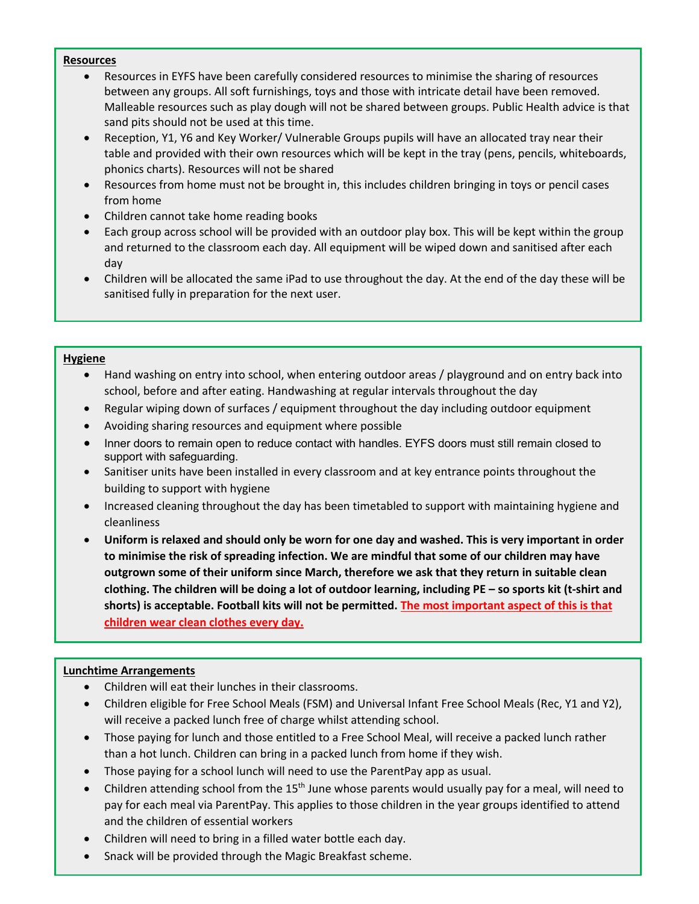**Resources**

- Resources in EYFS have been carefully considered resources to minimise the sharing of resources between any groups. All soft furnishings, toys and those with intricate detail have been removed. Malleable resources such as play dough will not be shared between groups. Public Health advice is that sand pits should not be used at this time.
- Reception, Y1, Y6 and Key Worker/ Vulnerable Groups pupils will have an allocated tray near their table and provided with their own resources which will be kept in the tray (pens, pencils, whiteboards, phonics charts). Resources will not be shared
- Resources from home must not be brought in, this includes children bringing in toys or pencil cases from home
- Children cannot take home reading books
- Each group across school will be provided with an outdoor play box. This will be kept within the group and returned to the classroom each day. All equipment will be wiped down and sanitised after each day
- Children will be allocated the same iPad to use throughout the day. At the end of the day these will be sanitised fully in preparation for the next user.

**Hygiene**

- Hand washing on entry into school, when entering outdoor areas / playground and on entry back into school, before and after eating. Handwashing at regular intervals throughout the day
- Regular wiping down of surfaces / equipment throughout the day including outdoor equipment
- Avoiding sharing resources and equipment where possible
- Inner doors to remain open to reduce contact with handles. EYFS doors must still remain closed to support with safeguarding.
- Sanitiser units have been installed in every classroom and at key entrance points throughout the building to support with hygiene
- Increased cleaning throughout the day has been timetabled to support with maintaining hygiene and cleanliness
- **Uniform is relaxed and should only be worn for one day and washed. This is very important in order to minimise the risk of spreading infection. We are mindful that some of our children may have outgrown some of their uniform since March, therefore we ask that they return in suitable clean clothing. The children will be doing a lot of outdoor learning, including PE – so sports kit (t-shirt and shorts) is acceptable. Football kits will not be permitted. The most important aspect of this is that children wear clean clothes every day.**

**Lunchtime Arrangements**

- Children will eat their lunches in their classrooms.
- Children eligible for Free School Meals (FSM) and Universal Infant Free School Meals (Rec, Y1 and Y2), will receive a packed lunch free of charge whilst attending school.
- Those paying for lunch and those entitled to a Free School Meal, will receive a packed lunch rather than a hot lunch. Children can bring in a packed lunch from home if they wish.
- Those paying for a school lunch will need to use the ParentPay app as usual.
- Children attending school from the 15th June whose parents would usually pay for a meal, will need to pay for each meal via ParentPay. This applies to those children in the year groups identified to attend and the children of essential workers
- Children will need to bring in a filled water bottle each day.
- Snack will be provided through the Magic Breakfast scheme.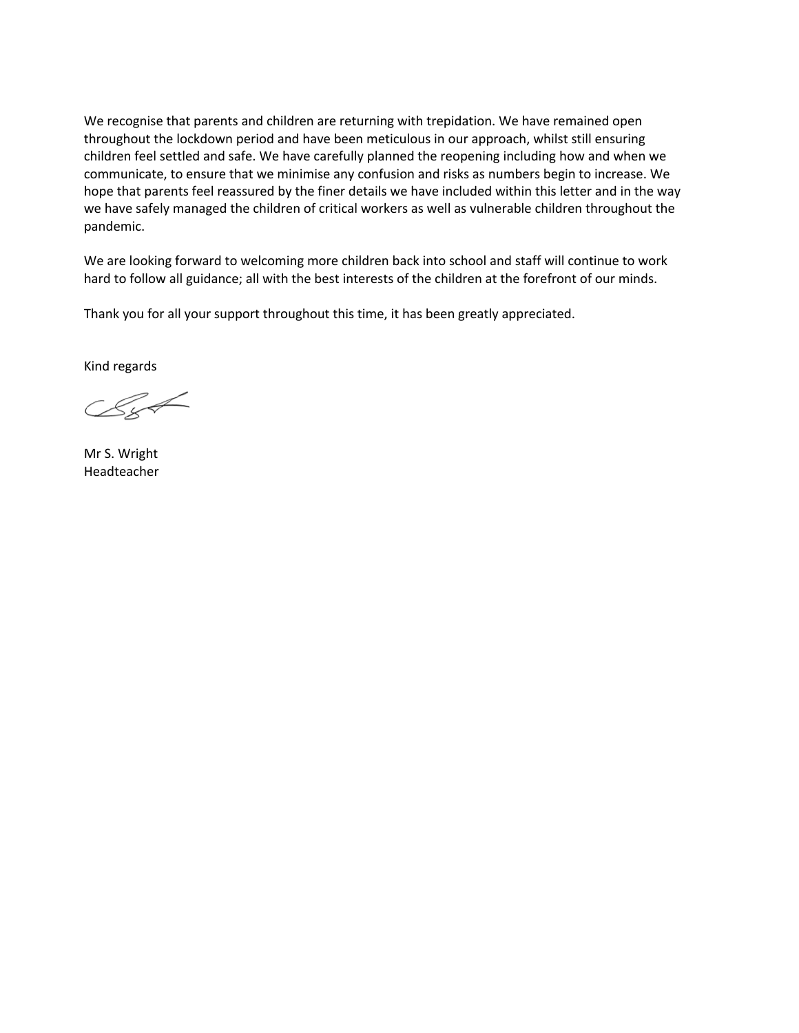We recognise that parents and children are returning with trepidation. We have remained open throughout the lockdown period and have been meticulous in our approach, whilst still ensuring children feel settled and safe. We have carefully planned the reopening including how and when we communicate, to ensure that we minimise any confusion and risks as numbers begin to increase. We hope that parents feel reassured by the finer details we have included within this letter and in the way we have safely managed the children of critical workers as well as vulnerable children throughout the pandemic.

We are looking forward to welcoming more children back into school and staff will continue to work hard to follow all guidance; all with the best interests of the children at the forefront of our minds.

Thank you for all your support throughout this time, it has been greatly appreciated.

Kind regards

Mr S. Wright
Headteacher